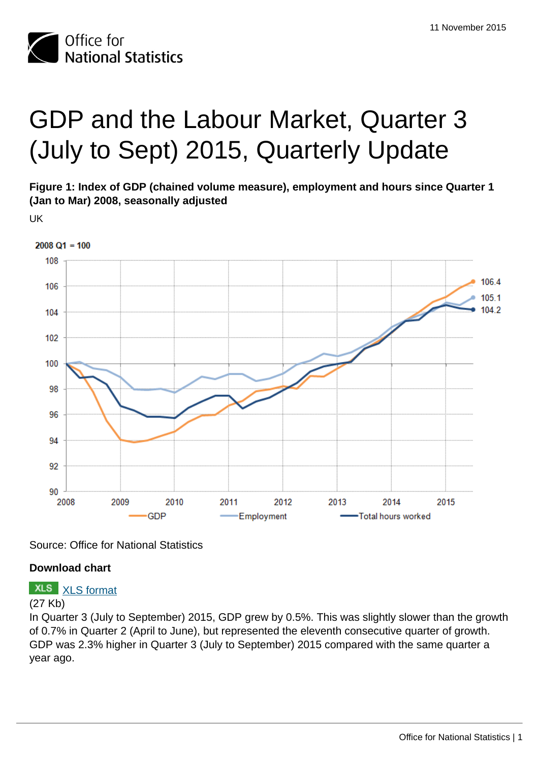11 November 2015

# GDP and the Labour Market, Quarter 3 (July to Sept) 2015, Quarterly Update

**Figure 1: Index of GDP (chained volume measure), employment and hours since Quarter 1 (Jan to Mar) 2008, seasonally adjusted**

UK

Source: Office for National Statistics

**Download chart**

XLS format

(27 Kb)

In Quarter 3 (July to September) 2015, GDP grew by 0.5%. This was slightly slower than the growth of 0.7% in Quarter 2 (April to June), but represented the eleventh consecutive quarter of growth. GDP was 2.3% higher in Quarter 3 (July to September) 2015 compared with the same quarter a year ago.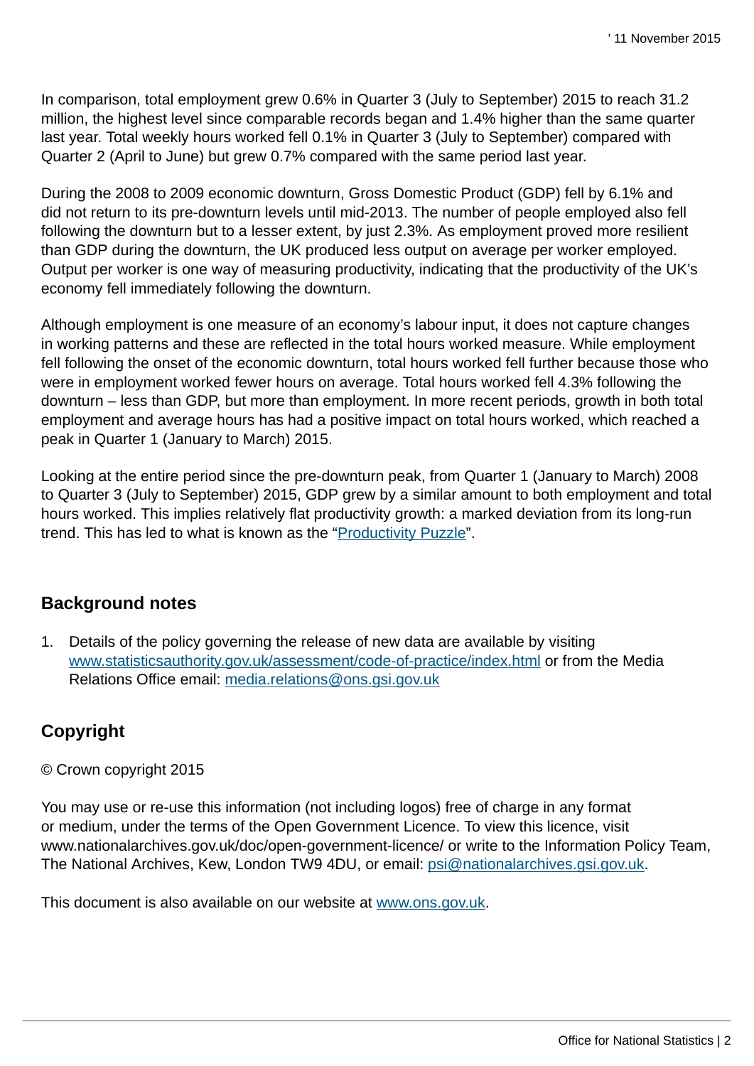In comparison, total employment grew 0.6% in Quarter 3 (July to September) 2015 to reach 31.2 million, the highest level since comparable records began and 1.4% higher than the same quarter last year. Total weekly hours worked fell 0.1% in Quarter 3 (July to September) compared with Quarter 2 (April to June) but grew 0.7% compared with the same period last year.

During the 2008 to 2009 economic downturn, Gross Domestic Product (GDP) fell by 6.1% and did not return to its pre-downturn levels until mid-2013. The number of people employed also fell following the downturn but to a lesser extent, by just 2.3%. As employment proved more resilient than GDP during the downturn, the UK produced less output on average per worker employed. Output per worker is one way of measuring productivity, indicating that the productivity of the UK's economy fell immediately following the downturn.

Although employment is one measure of an economy's labour input, it does not capture changes in working patterns and these are reflected in the total hours worked measure. While employment fell following the onset of the economic downturn, total hours worked fell further because those who were in employment worked fewer hours on average. Total hours worked fell 4.3% following the downturn – less than GDP, but more than employment. In more recent periods, growth in both total employment and average hours has had a positive impact on total hours worked, which reached a peak in Quarter 1 (January to March) 2015.

Looking at the entire period since the pre-downturn peak, from Quarter 1 (January to March) 2008 to Quarter 3 (July to September) 2015, GDP grew by a similar amount to both employment and total hours worked. This implies relatively flat productivity growth: a marked deviation from its long-run trend. This has led to what is known as the "Productivity Puzzle".

## Background notes

1. Details of the policy governing the release of new data are available by visiting www.statisticsauthority.gov.uk/assessment/code-of-practice/index.html or from the Media Relations Office email: media.relations@ons.gsi.gov.uk

## Copyright

© Crown copyright 2015

You may use or re-use this information (not including logos) free of charge in any format or medium, under the terms of the Open Government Licence. To view this licence, visit www.nationalarchives.gov.uk/doc/open-government-licence/ or write to the Information Policy Team, The National Archives, Kew, London TW9 4DU, or email: psi@nationalarchives.gsi.gov.uk.

This document is also available on our website at www.ons.gov.uk.